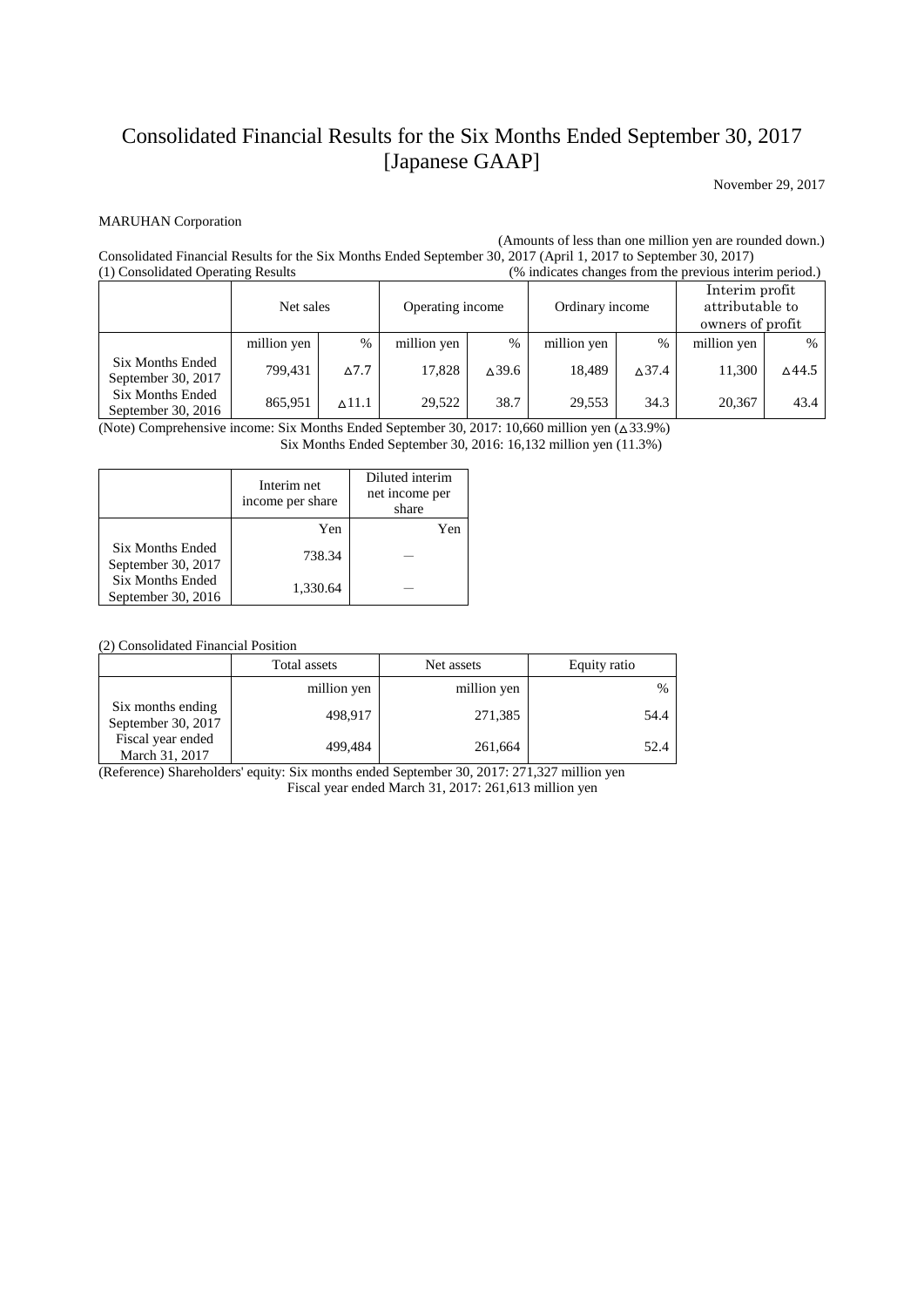# Consolidated Financial Results for the Six Months Ended September 30, 2017 [Japanese GAAP]

November 29, 2017

MARUHAN Corporation

(Amounts of less than one million yen are rounded down.)

Consolidated Financial Results for the Six Months Ended September 30, 2017 (April 1, 2017 to September 30, 2017)

(1) Consolidated Operating Results (% indicates changes from the previous interim period.)

| | Net sales | | Operating income | | Ordinary income | | Interim profit attributable to owners of profit | |
|---|---|---|---|---|---|---|---|---|
| | million yen | % | million yen | % | million yen | % | million yen | % |
| Six Months Ended September 30, 2017 | 799,431 | △7.7 | 17,828 | △39.6 | 18,489 | △37.4 | 11,300 | △44.5 |
| Six Months Ended September 30, 2016 | 865,951 | △11.1 | 29,522 | 38.7 | 29,553 | 34.3 | 20,367 | 43.4 |

(Note) Comprehensive income: Six Months Ended September 30, 2017: 10,660 million yen (△33.9%)
Six Months Ended September 30, 2016: 16,132 million yen (11.3%)

| | Interim net income per share | Diluted interim net income per share |
|---|---|---|
| | Yen | Yen |
| Six Months Ended September 30, 2017 | 738.34 | — |
| Six Months Ended September 30, 2016 | 1,330.64 | — |

(2) Consolidated Financial Position

| | Total assets | Net assets | Equity ratio |
|---|---|---|---|
| | million yen | million yen | % |
| Six months ending September 30, 2017 | 498,917 | 271,385 | 54.4 |
| Fiscal year ended March 31, 2017 | 499,484 | 261,664 | 52.4 |

(Reference) Shareholders' equity: Six months ended September 30, 2017: 271,327 million yen
Fiscal year ended March 31, 2017: 261,613 million yen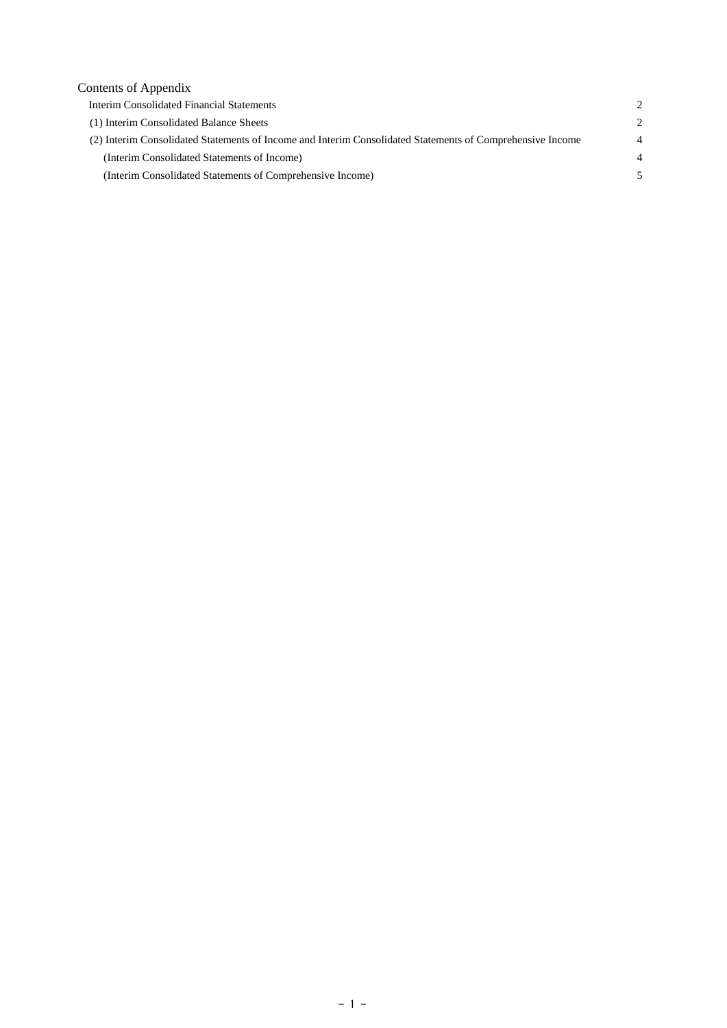## Contents of Appendix

| | |
|---|---|
| Interim Consolidated Financial Statements | 2 |
| (1) Interim Consolidated Balance Sheets | 2 |
| (2) Interim Consolidated Statements of Income and Interim Consolidated Statements of Comprehensive Income | 4 |
| (Interim Consolidated Statements of Income) | 4 |
| (Interim Consolidated Statements of Comprehensive Income) | 5 |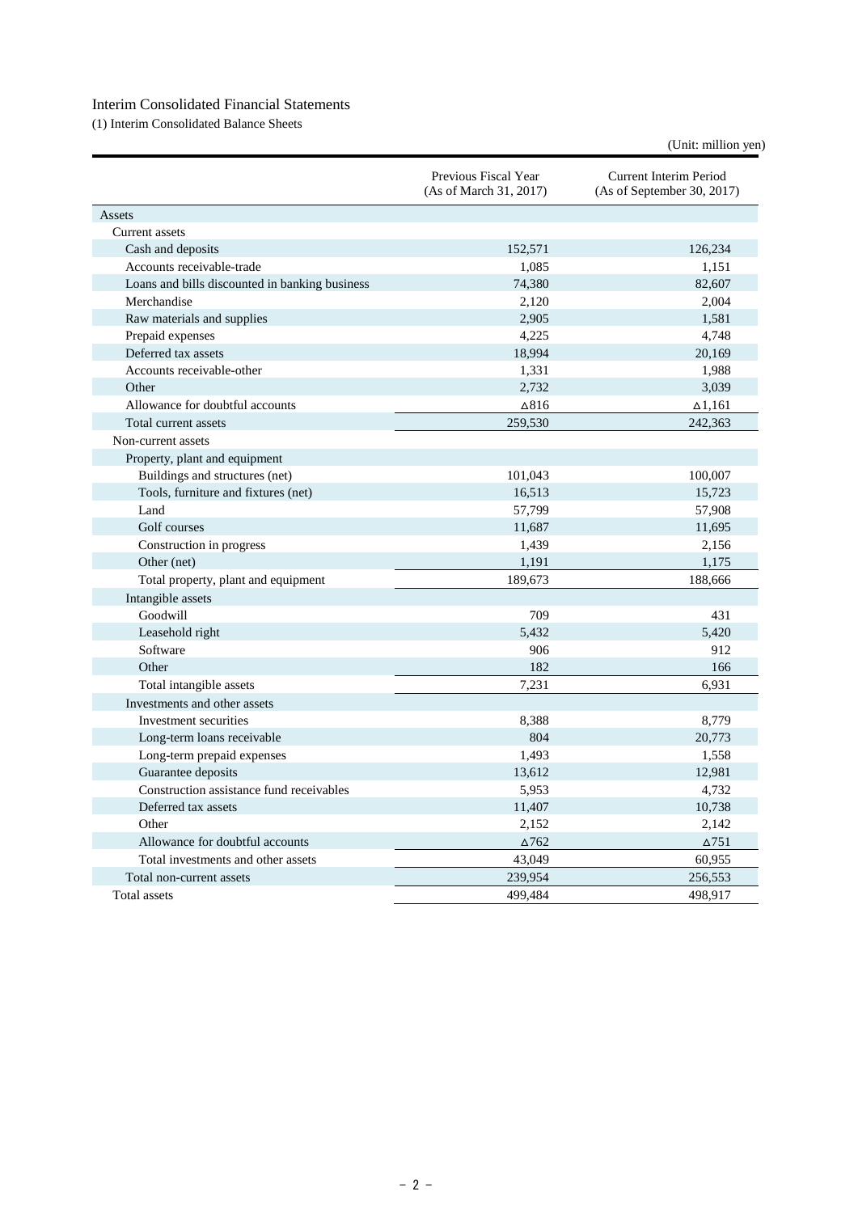Interim Consolidated Financial Statements

(1) Interim Consolidated Balance Sheets

(Unit: million yen)

| | Previous Fiscal Year (As of March 31, 2017) | Current Interim Period (As of September 30, 2017) |
|---|---|---|
| Assets | | |
| Current assets | | |
| Cash and deposits | 152,571 | 126,234 |
| Accounts receivable-trade | 1,085 | 1,151 |
| Loans and bills discounted in banking business | 74,380 | 82,607 |
| Merchandise | 2,120 | 2,004 |
| Raw materials and supplies | 2,905 | 1,581 |
| Prepaid expenses | 4,225 | 4,748 |
| Deferred tax assets | 18,994 | 20,169 |
| Accounts receivable-other | 1,331 | 1,988 |
| Other | 2,732 | 3,039 |
| Allowance for doubtful accounts | △816 | △1,161 |
| Total current assets | 259,530 | 242,363 |
| Non-current assets | | |
| Property, plant and equipment | | |
| Buildings and structures (net) | 101,043 | 100,007 |
| Tools, furniture and fixtures (net) | 16,513 | 15,723 |
| Land | 57,799 | 57,908 |
| Golf courses | 11,687 | 11,695 |
| Construction in progress | 1,439 | 2,156 |
| Other (net) | 1,191 | 1,175 |
| Total property, plant and equipment | 189,673 | 188,666 |
| Intangible assets | | |
| Goodwill | 709 | 431 |
| Leasehold right | 5,432 | 5,420 |
| Software | 906 | 912 |
| Other | 182 | 166 |
| Total intangible assets | 7,231 | 6,931 |
| Investments and other assets | | |
| Investment securities | 8,388 | 8,779 |
| Long-term loans receivable | 804 | 20,773 |
| Long-term prepaid expenses | 1,493 | 1,558 |
| Guarantee deposits | 13,612 | 12,981 |
| Construction assistance fund receivables | 5,953 | 4,732 |
| Deferred tax assets | 11,407 | 10,738 |
| Other | 2,152 | 2,142 |
| Allowance for doubtful accounts | △762 | △751 |
| Total investments and other assets | 43,049 | 60,955 |
| Total non-current assets | 239,954 | 256,553 |
| Total assets | 499,484 | 498,917 |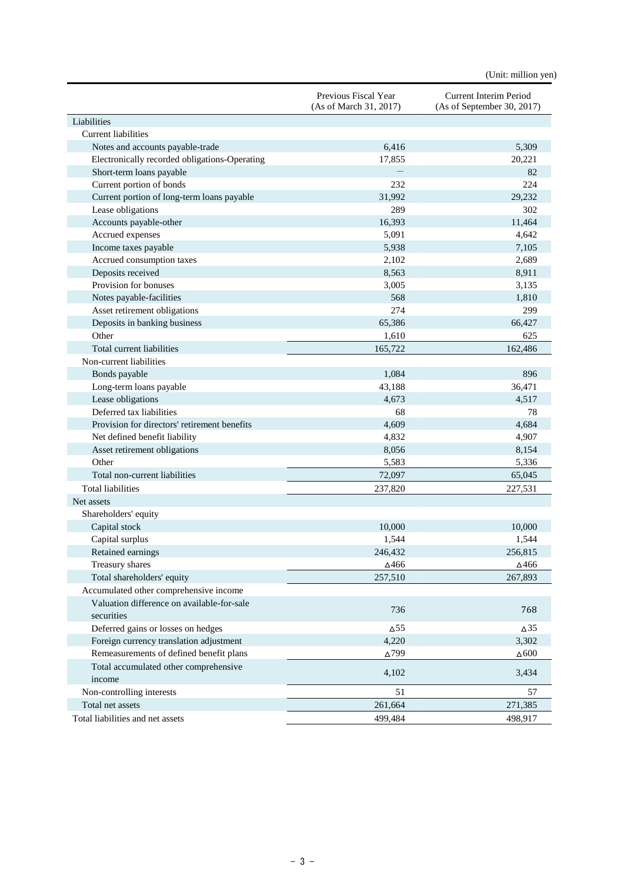(Unit: million yen)

| | Previous Fiscal Year (As of March 31, 2017) | Current Interim Period (As of September 30, 2017) |
|---|---|---|
| Liabilities | | |
| Current liabilities | | |
| Notes and accounts payable-trade | 6,416 | 5,309 |
| Electronically recorded obligations-Operating | 17,855 | 20,221 |
| Short-term loans payable | － | 82 |
| Current portion of bonds | 232 | 224 |
| Current portion of long-term loans payable | 31,992 | 29,232 |
| Lease obligations | 289 | 302 |
| Accounts payable-other | 16,393 | 11,464 |
| Accrued expenses | 5,091 | 4,642 |
| Income taxes payable | 5,938 | 7,105 |
| Accrued consumption taxes | 2,102 | 2,689 |
| Deposits received | 8,563 | 8,911 |
| Provision for bonuses | 3,005 | 3,135 |
| Notes payable-facilities | 568 | 1,810 |
| Asset retirement obligations | 274 | 299 |
| Deposits in banking business | 65,386 | 66,427 |
| Other | 1,610 | 625 |
| Total current liabilities | 165,722 | 162,486 |
| Non-current liabilities | | |
| Bonds payable | 1,084 | 896 |
| Long-term loans payable | 43,188 | 36,471 |
| Lease obligations | 4,673 | 4,517 |
| Deferred tax liabilities | 68 | 78 |
| Provision for directors' retirement benefits | 4,609 | 4,684 |
| Net defined benefit liability | 4,832 | 4,907 |
| Asset retirement obligations | 8,056 | 8,154 |
| Other | 5,583 | 5,336 |
| Total non-current liabilities | 72,097 | 65,045 |
| Total liabilities | 237,820 | 227,531 |
| Net assets | | |
| Shareholders' equity | | |
| Capital stock | 10,000 | 10,000 |
| Capital surplus | 1,544 | 1,544 |
| Retained earnings | 246,432 | 256,815 |
| Treasury shares | △466 | △466 |
| Total shareholders' equity | 257,510 | 267,893 |
| Accumulated other comprehensive income | | |
| Valuation difference on available-for-sale securities | 736 | 768 |
| Deferred gains or losses on hedges | △55 | △35 |
| Foreign currency translation adjustment | 4,220 | 3,302 |
| Remeasurements of defined benefit plans | △799 | △600 |
| Total accumulated other comprehensive income | 4,102 | 3,434 |
| Non-controlling interests | 51 | 57 |
| Total net assets | 261,664 | 271,385 |
| Total liabilities and net assets | 499,484 | 498,917 |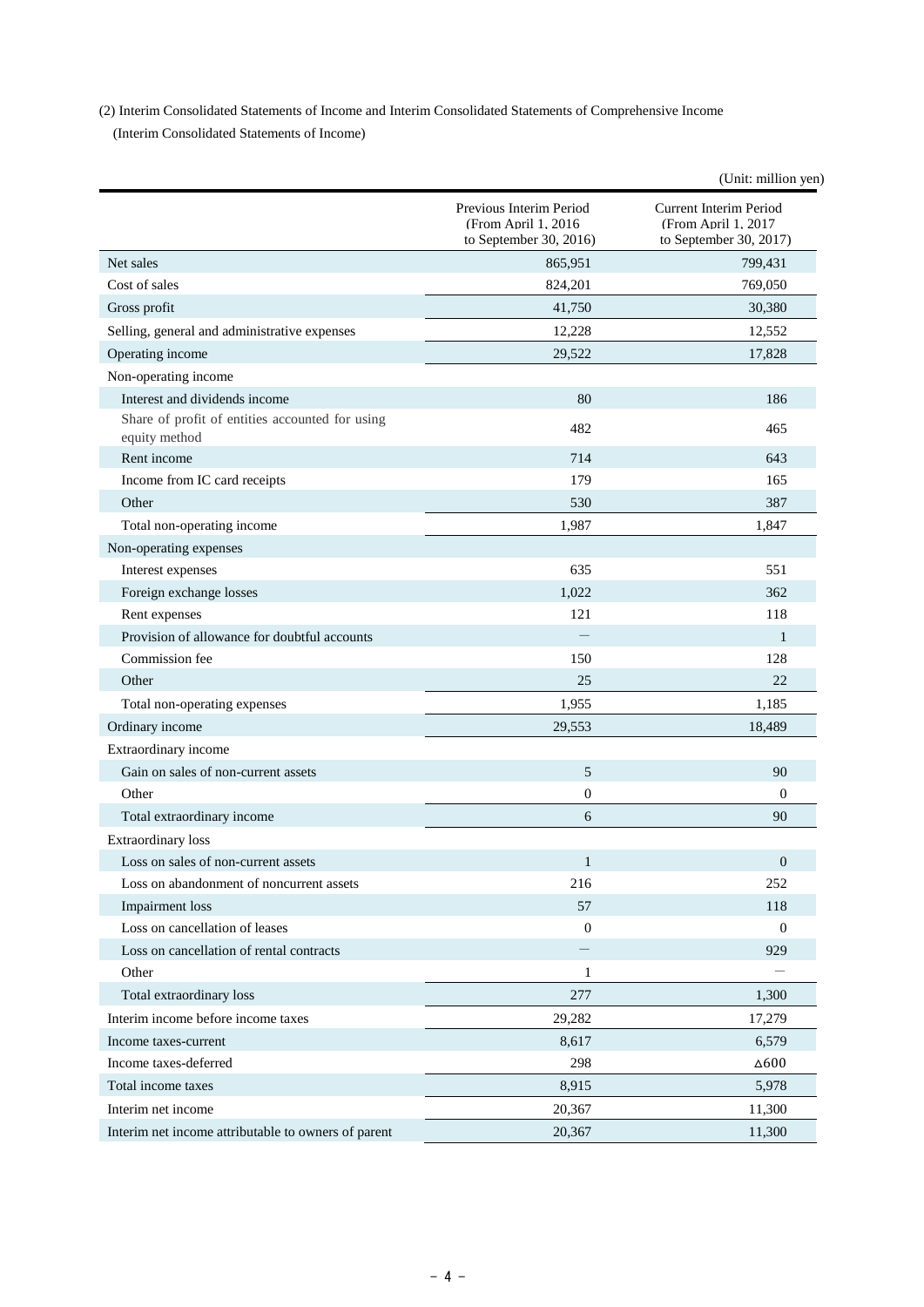(2) Interim Consolidated Statements of Income and Interim Consolidated Statements of Comprehensive Income

(Interim Consolidated Statements of Income)

(Unit: million yen)

| | Previous Interim Period (From April 1, 2016 to September 30, 2016) | Current Interim Period (From April 1, 2017 to September 30, 2017) |
|---|---|---|
| Net sales | 865,951 | 799,431 |
| Cost of sales | 824,201 | 769,050 |
| Gross profit | 41,750 | 30,380 |
| Selling, general and administrative expenses | 12,228 | 12,552 |
| Operating income | 29,522 | 17,828 |
| Non-operating income | | |
| Interest and dividends income | 80 | 186 |
| Share of profit of entities accounted for using equity method | 482 | 465 |
| Rent income | 714 | 643 |
| Income from IC card receipts | 179 | 165 |
| Other | 530 | 387 |
| Total non-operating income | 1,987 | 1,847 |
| Non-operating expenses | | |
| Interest expenses | 635 | 551 |
| Foreign exchange losses | 1,022 | 362 |
| Rent expenses | 121 | 118 |
| Provision of allowance for doubtful accounts | ― | 1 |
| Commission fee | 150 | 128 |
| Other | 25 | 22 |
| Total non-operating expenses | 1,955 | 1,185 |
| Ordinary income | 29,553 | 18,489 |
| Extraordinary income | | |
| Gain on sales of non-current assets | 5 | 90 |
| Other | 0 | 0 |
| Total extraordinary income | 6 | 90 |
| Extraordinary loss | | |
| Loss on sales of non-current assets | 1 | 0 |
| Loss on abandonment of noncurrent assets | 216 | 252 |
| Impairment loss | 57 | 118 |
| Loss on cancellation of leases | 0 | 0 |
| Loss on cancellation of rental contracts | ― | 929 |
| Other | 1 | ― |
| Total extraordinary loss | 277 | 1,300 |
| Interim income before income taxes | 29,282 | 17,279 |
| Income taxes-current | 8,617 | 6,579 |
| Income taxes-deferred | 298 | △600 |
| Total income taxes | 8,915 | 5,978 |
| Interim net income | 20,367 | 11,300 |
| Interim net income attributable to owners of parent | 20,367 | 11,300 |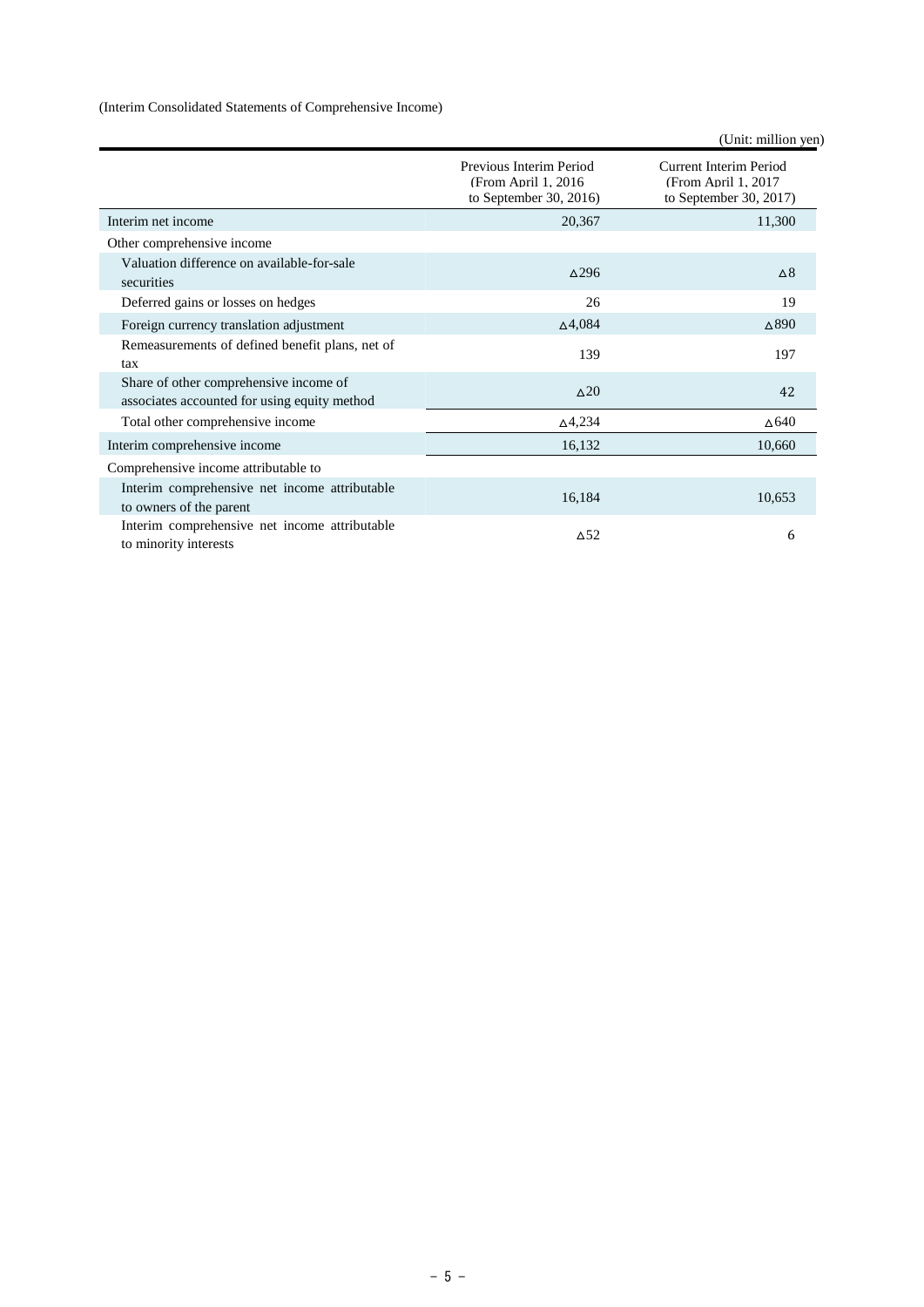(Interim Consolidated Statements of Comprehensive Income)

(Unit: million yen)

| | Previous Interim Period (From April 1, 2016 to September 30, 2016) | Current Interim Period (From April 1, 2017 to September 30, 2017) |
|---|---|---|
| Interim net income | 20,367 | 11,300 |
| Other comprehensive income | | |
| Valuation difference on available-for-sale securities | △296 | △8 |
| Deferred gains or losses on hedges | 26 | 19 |
| Foreign currency translation adjustment | △4,084 | △890 |
| Remeasurements of defined benefit plans, net of tax | 139 | 197 |
| Share of other comprehensive income of associates accounted for using equity method | △20 | 42 |
| Total other comprehensive income | △4,234 | △640 |
| Interim comprehensive income | 16,132 | 10,660 |
| Comprehensive income attributable to | | |
| Interim comprehensive net income attributable to owners of the parent | 16,184 | 10,653 |
| Interim comprehensive net income attributable to minority interests | △52 | 6 |